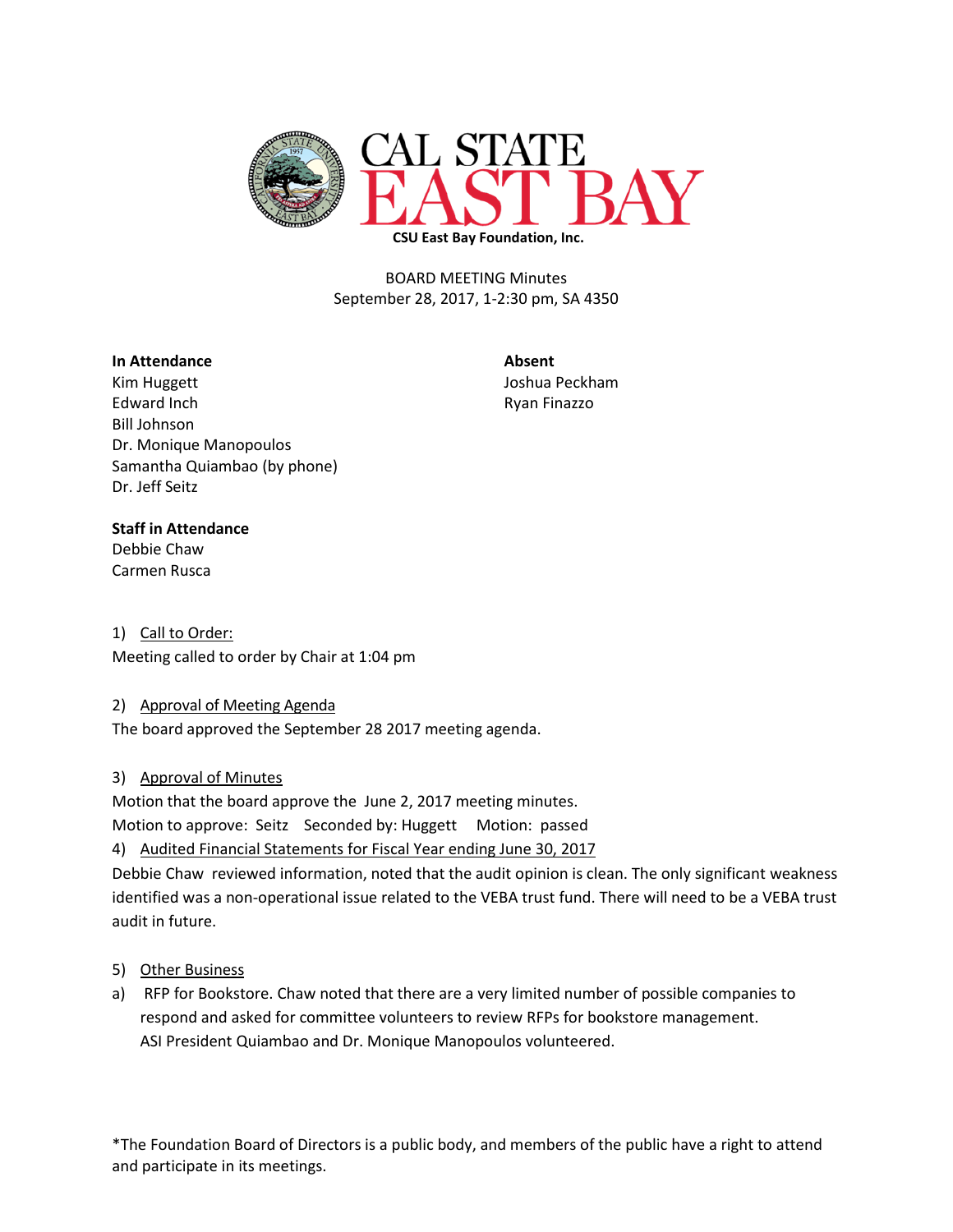CAL STATE EAST BAY

**CSU East Bay Foundation, Inc.**

BOARD MEETING Minutes
September 28, 2017, 1-2:30 pm, SA 4350

**In Attendance**
Kim Huggett
Edward Inch
Bill Johnson
Dr. Monique Manopoulos
Samantha Quiambao (by phone)
Dr. Jeff Seitz

**Absent**
Joshua Peckham
Ryan Finazzo

**Staff in Attendance**
Debbie Chaw
Carmen Rusca

1) Call to Order:
Meeting called to order by Chair at 1:04 pm

2) Approval of Meeting Agenda
The board approved the September 28 2017 meeting agenda.

3) Approval of Minutes
Motion that the board approve the June 2, 2017 meeting minutes.
Motion to approve: Seitz Seconded by: Huggett Motion: passed

4) Audited Financial Statements for Fiscal Year ending June 30, 2017
Debbie Chaw reviewed information, noted that the audit opinion is clean. The only significant weakness identified was a non-operational issue related to the VEBA trust fund. There will need to be a VEBA trust audit in future.

5) Other Business

a) RFP for Bookstore. Chaw noted that there are a very limited number of possible companies to respond and asked for committee volunteers to review RFPs for bookstore management. ASI President Quiambao and Dr. Monique Manopoulos volunteered.

*The Foundation Board of Directors is a public body, and members of the public have a right to attend and participate in its meetings.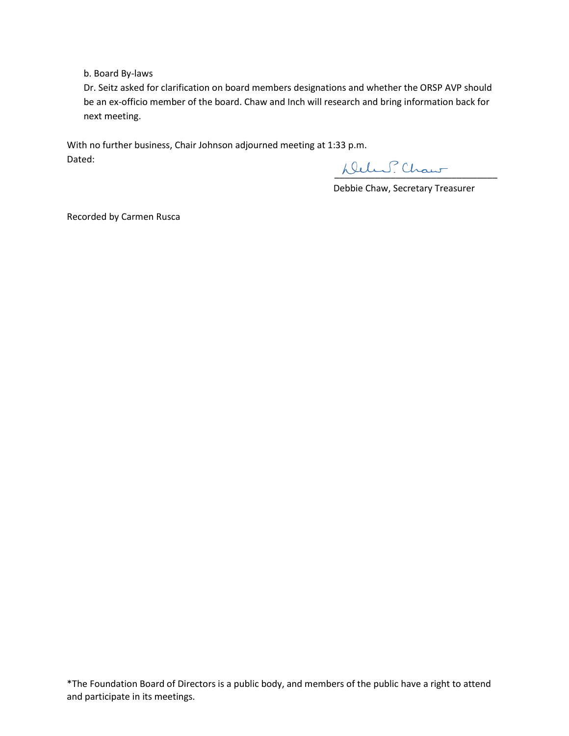b. Board By-laws

Dr. Seitz asked for clarification on board members designations and whether the ORSP AVP should be an ex-officio member of the board. Chaw and Inch will research and bring information back for next meeting.

With no further business, Chair Johnson adjourned meeting at 1:33 p.m.

Dated:

Debbie Chaw, Secretary Treasurer

Recorded by Carmen Rusca

*The Foundation Board of Directors is a public body, and members of the public have a right to attend and participate in its meetings.